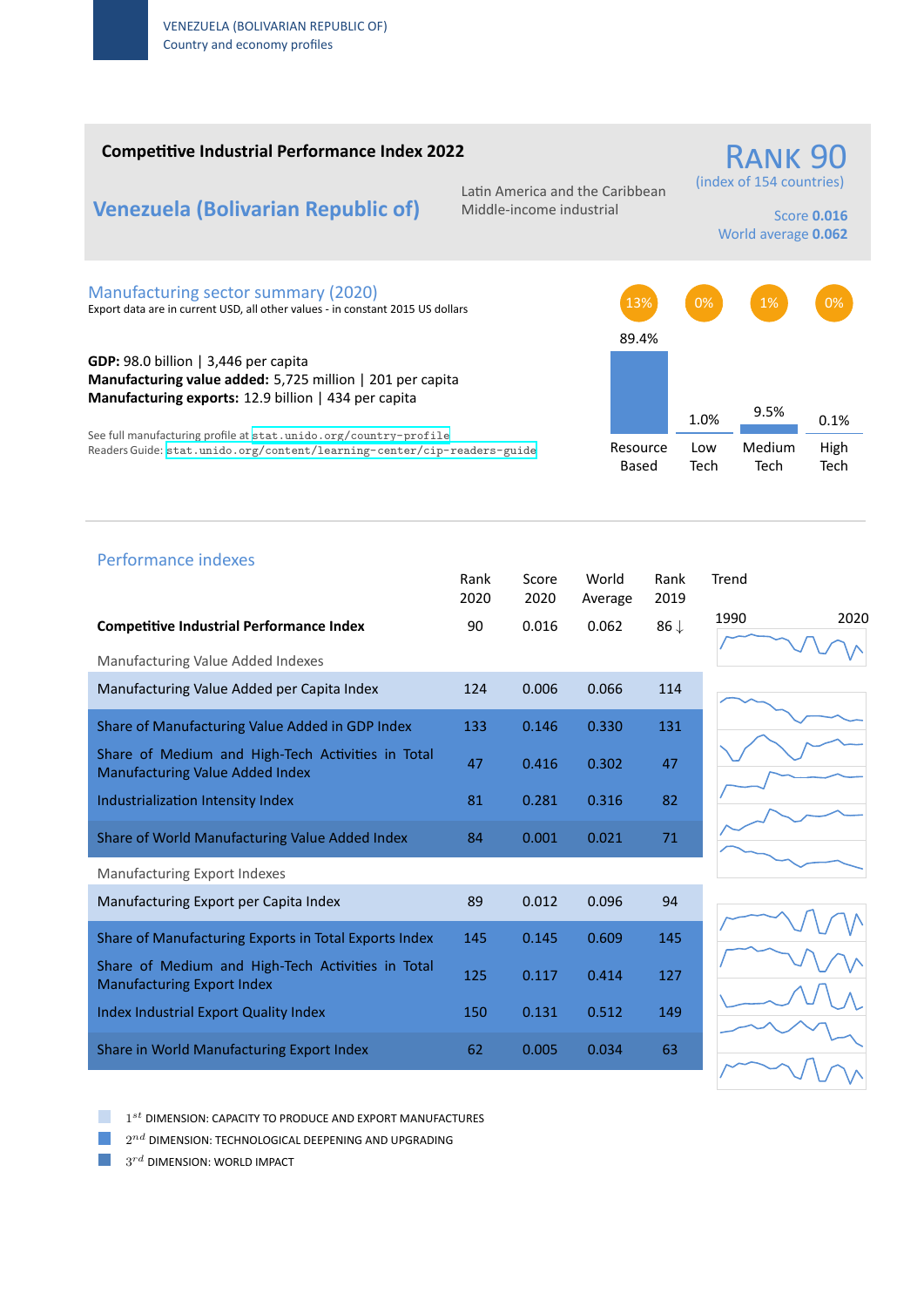# Competitive Industrial Performance Index 2022

## Venezuela (Bolivarian Republic of)

Latin America and the Caribbean
Middle-income industrial

**RANK 90**
(index of 154 countries)

Score **0.016**
World average **0.062**

## Manufacturing sector summary (2020)

Export data are in current USD, all other values - in constant 2015 US dollars

**GDP:** 98.0 billion | 3,446 per capita
**Manufacturing value added:** 5,725 million | 201 per capita
**Manufacturing exports:** 12.9 billion | 434 per capita

See full manufacturing profile at stat.unido.org/country-profile
Readers Guide: stat.unido.org/content/learning-center/cip-readers-guide

| | Resource Based | Low Tech | Medium Tech | High Tech |
|---|---|---|---|---|
| | 13% | 0% | 1% | 0% |
| | 89.4% | 1.0% | 9.5% | 0.1% |

## Performance indexes

| | Rank 2020 | Score 2020 | World Average | Rank 2019 | Trend (1990–2020) |
|---|---|---|---|---|---|
| **Competitive Industrial Performance Index** | 90 | 0.016 | 0.062 | 86 ↓ | |
| *Manufacturing Value Added Indexes* | | | | | |
| Manufacturing Value Added per Capita Index | 124 | 0.006 | 0.066 | 114 | |
| Share of Manufacturing Value Added in GDP Index | 133 | 0.146 | 0.330 | 131 | |
| Share of Medium and High-Tech Activities in Total Manufacturing Value Added Index | 47 | 0.416 | 0.302 | 47 | |
| Industrialization Intensity Index | 81 | 0.281 | 0.316 | 82 | |
| Share of World Manufacturing Value Added Index | 84 | 0.001 | 0.021 | 71 | |
| *Manufacturing Export Indexes* | | | | | |
| Manufacturing Export per Capita Index | 89 | 0.012 | 0.096 | 94 | |
| Share of Manufacturing Exports in Total Exports Index | 145 | 0.145 | 0.609 | 145 | |
| Share of Medium and High-Tech Activities in Total Manufacturing Export Index | 125 | 0.117 | 0.414 | 127 | |
| Index Industrial Export Quality Index | 150 | 0.131 | 0.512 | 149 | |
| Share in World Manufacturing Export Index | 62 | 0.005 | 0.034 | 63 | |

$1^{st}$ DIMENSION: CAPACITY TO PRODUCE AND EXPORT MANUFACTURES
$2^{nd}$ DIMENSION: TECHNOLOGICAL DEEPENING AND UPGRADING
$3^{rd}$ DIMENSION: WORLD IMPACT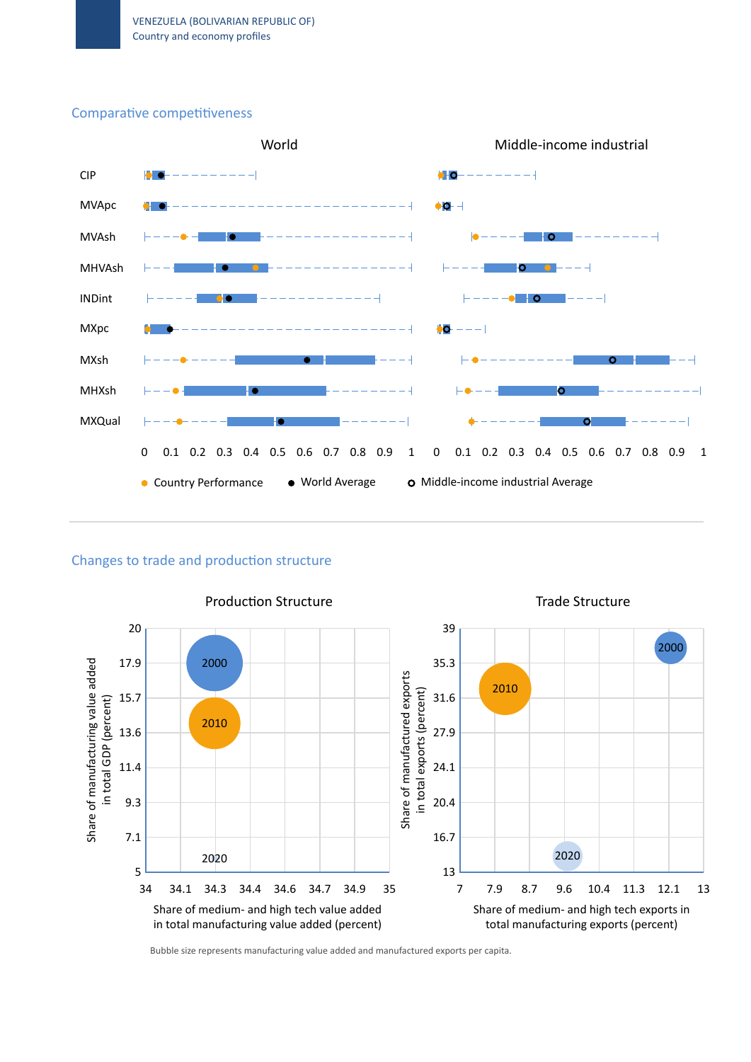## Comparative competitiveness

World

Middle-income industrial

CIP

MVApc

MVAsh

MHVAsh

INDint

MXpc

MXsh

MHXsh

MXQual

0 0.1 0.2 0.3 0.4 0.5 0.6 0.7 0.8 0.9 1

0 0.1 0.2 0.3 0.4 0.5 0.6 0.7 0.8 0.9 1

Country Performance

World Average

Middle-income industrial Average

## Changes to trade and production structure

Production Structure

20
17.9
15.7
13.6
11.4
9.3
7.1
5

34 34.1 34.3 34.4 34.6 34.7 34.9 35

2000

2010

2020

Share of manufacturing value added in total GDP (percent)

Share of medium- and high tech value added in total manufacturing value added (percent)

Trade Structure

39
35.3
31.6
27.9
24.1
20.4
16.7
13

7 7.9 8.7 9.6 10.4 11.3 12.1 13

2000

2010

2020

Share of manufactured exports in total exports (percent)

Share of medium- and high tech exports in total manufacturing exports (percent)

Bubble size represents manufacturing value added and manufactured exports per capita.